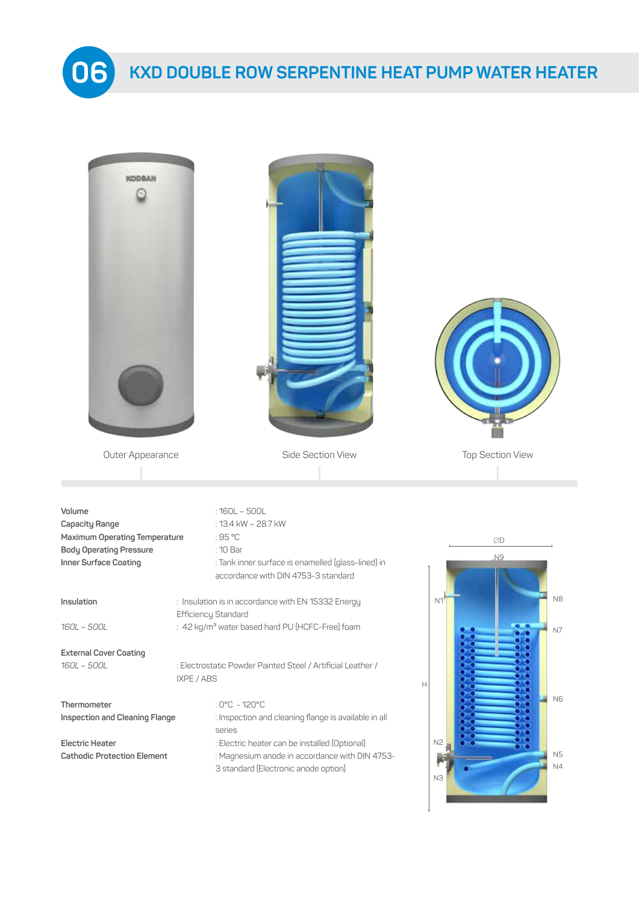# 06 KXD DOUBLE ROW SERPENTINE HEAT PUMP WATER HEATER

Outer Appearance

Side Section View

Top Section View

**Volume** : 160L – 500L
**Capacity Range** : 13.4 kW – 28.7 kW
**Maximum Operating Temperature** : 95 °C
**Body Operating Pressure** : 10 Bar
**Inner Surface Coating** : Tank inner surface is enamelled (glass-lined) in accordance with DIN 4753-3 standard

**Insulation** : Insulation is in accordance with EN 15332 Energy Efficiency Standard
*160L – 500L* : 42 kg/m³ water based hard PU (HCFC-Free) foam

**External Cover Coating**
*160L – 500L* : Electrostatic Powder Painted Steel / Artificial Leather / IXPE / ABS

**Thermometer** : 0°C - 120°C
**Inspection and Cleaning Flange** : Inspection and cleaning flange is available in all series

**Electric Heater** : Electric heater can be installed (Optional)
**Cathodic Protection Element** : Magnesium anode in accordance with DIN 4753-3 standard (Electronic anode option)

ØD
N9
N1
N8
N7
H
N6
N2
N5
N4
N3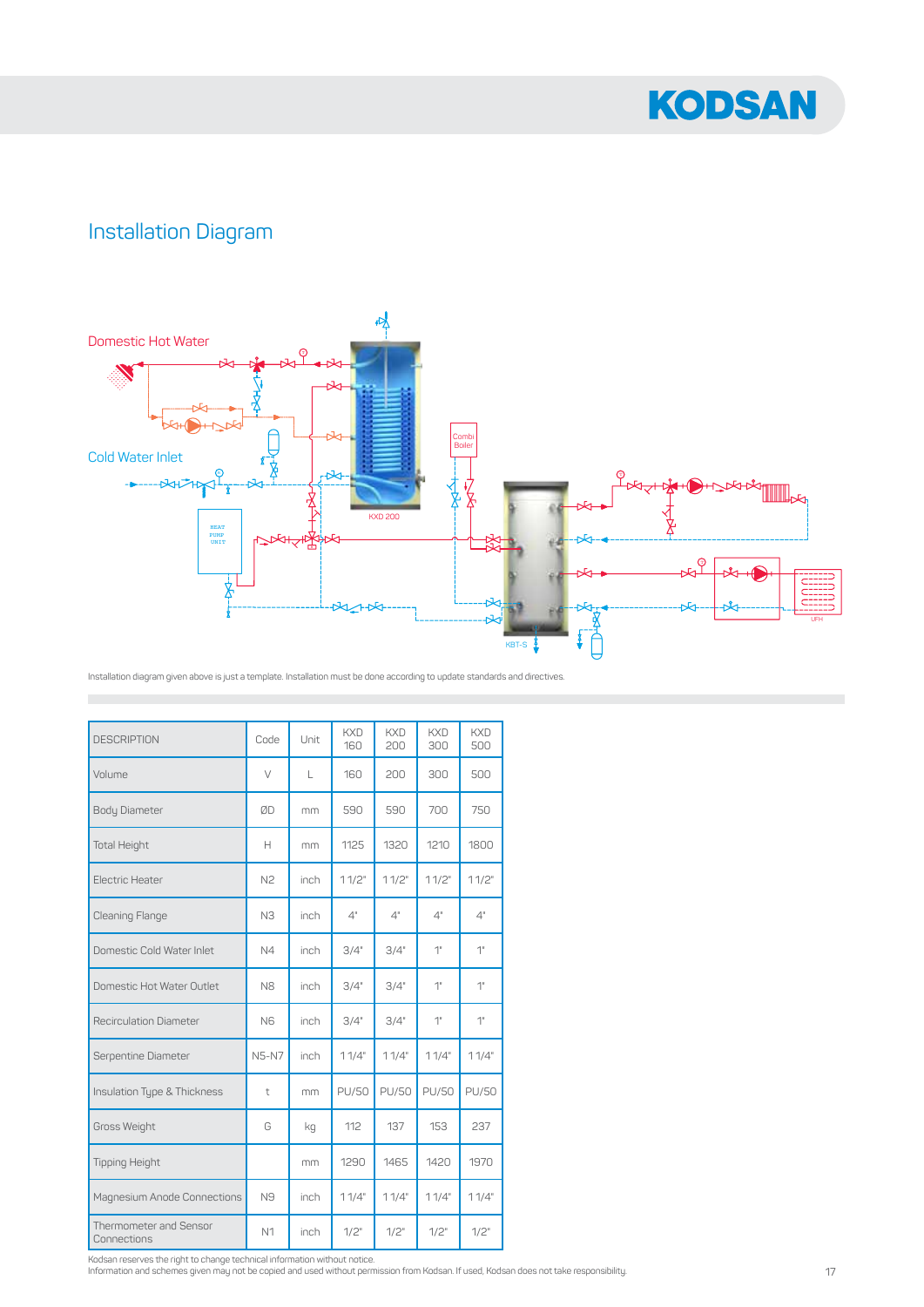# Installation Diagram

Domestic Hot Water

Cold Water Inlet

HEAT PUMP UNIT

KXD 200

Combi Boiler

KBT-S

UFH

Installation diagram given above is just a template. Installation must be done according to update standards and directives.

| DESCRIPTION | Code | Unit | KXD 160 | KXD 200 | KXD 300 | KXD 500 |
|---|---|---|---|---|---|---|
| Volume | V | L | 160 | 200 | 300 | 500 |
| Body Diameter | ØD | mm | 590 | 590 | 700 | 750 |
| Total Height | H | mm | 1125 | 1320 | 1210 | 1800 |
| Electric Heater | N2 | inch | 1 1/2" | 1 1/2" | 1 1/2" | 1 1/2" |
| Cleaning Flange | N3 | inch | 4" | 4" | 4" | 4" |
| Domestic Cold Water Inlet | N4 | inch | 3/4" | 3/4" | 1" | 1" |
| Domestic Hot Water Outlet | N8 | inch | 3/4" | 3/4" | 1" | 1" |
| Recirculation Diameter | N6 | inch | 3/4" | 3/4" | 1" | 1" |
| Serpentine Diameter | N5-N7 | inch | 1 1/4" | 1 1/4" | 1 1/4" | 1 1/4" |
| Insulation Type & Thickness | t | mm | PU/50 | PU/50 | PU/50 | PU/50 |
| Gross Weight | G | kg | 112 | 137 | 153 | 237 |
| Tipping Height | | mm | 1290 | 1465 | 1420 | 1970 |
| Magnesium Anode Connections | N9 | inch | 1 1/4" | 1 1/4" | 1 1/4" | 1 1/4" |
| Thermometer and Sensor Connections | N1 | inch | 1/2" | 1/2" | 1/2" | 1/2" |

Kodsan reserves the right to change technical information without notice.
Information and schemes given may not be copied and used without permission from Kodsan. If used, Kodsan does not take responsibility.